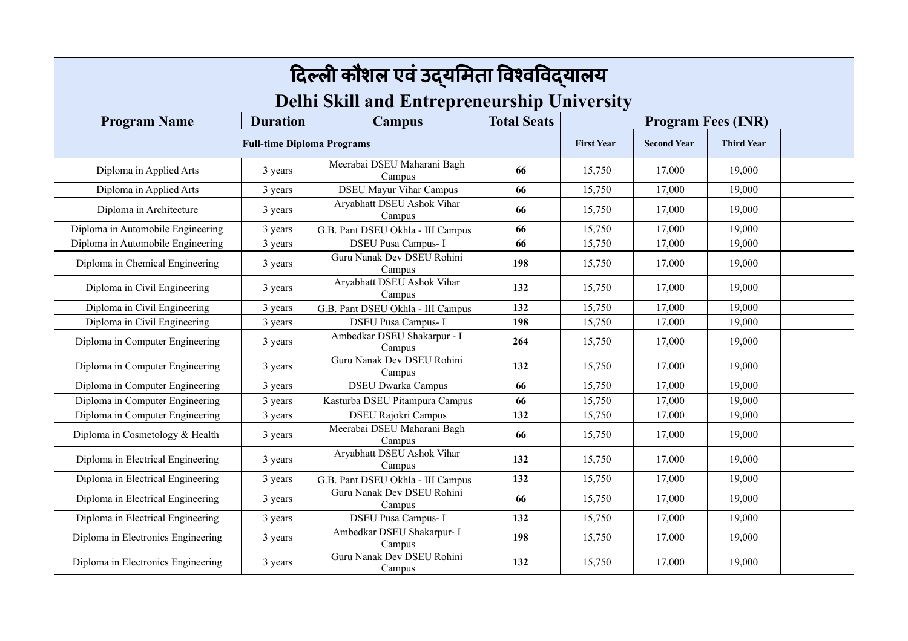# दिल्ली कौशल एवं उद्यमिता विश्वविद्यालय

## Delhi Skill and Entrepreneurship University

| Program Name | Duration | Campus | Total Seats | Program Fees (INR) | | | |
|---|---|---|---|---|---|---|---|
| Full-time Diploma Programs | | | | First Year | Second Year | Third Year | |
| Diploma in Applied Arts | 3 years | Meerabai DSEU Maharani Bagh Campus | **66** | 15,750 | 17,000 | 19,000 | |
| Diploma in Applied Arts | 3 years | DSEU Mayur Vihar Campus | **66** | 15,750 | 17,000 | 19,000 | |
| Diploma in Architecture | 3 years | Aryabhatt DSEU Ashok Vihar Campus | **66** | 15,750 | 17,000 | 19,000 | |
| Diploma in Automobile Engineering | 3 years | G.B. Pant DSEU Okhla - III Campus | **66** | 15,750 | 17,000 | 19,000 | |
| Diploma in Automobile Engineering | 3 years | DSEU Pusa Campus- I | **66** | 15,750 | 17,000 | 19,000 | |
| Diploma in Chemical Engineering | 3 years | Guru Nanak Dev DSEU Rohini Campus | **198** | 15,750 | 17,000 | 19,000 | |
| Diploma in Civil Engineering | 3 years | Aryabhatt DSEU Ashok Vihar Campus | **132** | 15,750 | 17,000 | 19,000 | |
| Diploma in Civil Engineering | 3 years | G.B. Pant DSEU Okhla - III Campus | **132** | 15,750 | 17,000 | 19,000 | |
| Diploma in Civil Engineering | 3 years | DSEU Pusa Campus- I | **198** | 15,750 | 17,000 | 19,000 | |
| Diploma in Computer Engineering | 3 years | Ambedkar DSEU Shakarpur - I Campus | **264** | 15,750 | 17,000 | 19,000 | |
| Diploma in Computer Engineering | 3 years | Guru Nanak Dev DSEU Rohini Campus | **132** | 15,750 | 17,000 | 19,000 | |
| Diploma in Computer Engineering | 3 years | DSEU Dwarka Campus | **66** | 15,750 | 17,000 | 19,000 | |
| Diploma in Computer Engineering | 3 years | Kasturba DSEU Pitampura Campus | **66** | 15,750 | 17,000 | 19,000 | |
| Diploma in Computer Engineering | 3 years | DSEU Rajokri Campus | **132** | 15,750 | 17,000 | 19,000 | |
| Diploma in Cosmetology & Health | 3 years | Meerabai DSEU Maharani Bagh Campus | **66** | 15,750 | 17,000 | 19,000 | |
| Diploma in Electrical Engineering | 3 years | Aryabhatt DSEU Ashok Vihar Campus | **132** | 15,750 | 17,000 | 19,000 | |
| Diploma in Electrical Engineering | 3 years | G.B. Pant DSEU Okhla - III Campus | **132** | 15,750 | 17,000 | 19,000 | |
| Diploma in Electrical Engineering | 3 years | Guru Nanak Dev DSEU Rohini Campus | **66** | 15,750 | 17,000 | 19,000 | |
| Diploma in Electrical Engineering | 3 years | DSEU Pusa Campus- I | **132** | 15,750 | 17,000 | 19,000 | |
| Diploma in Electronics Engineering | 3 years | Ambedkar DSEU Shakarpur- I Campus | **198** | 15,750 | 17,000 | 19,000 | |
| Diploma in Electronics Engineering | 3 years | Guru Nanak Dev DSEU Rohini Campus | **132** | 15,750 | 17,000 | 19,000 | |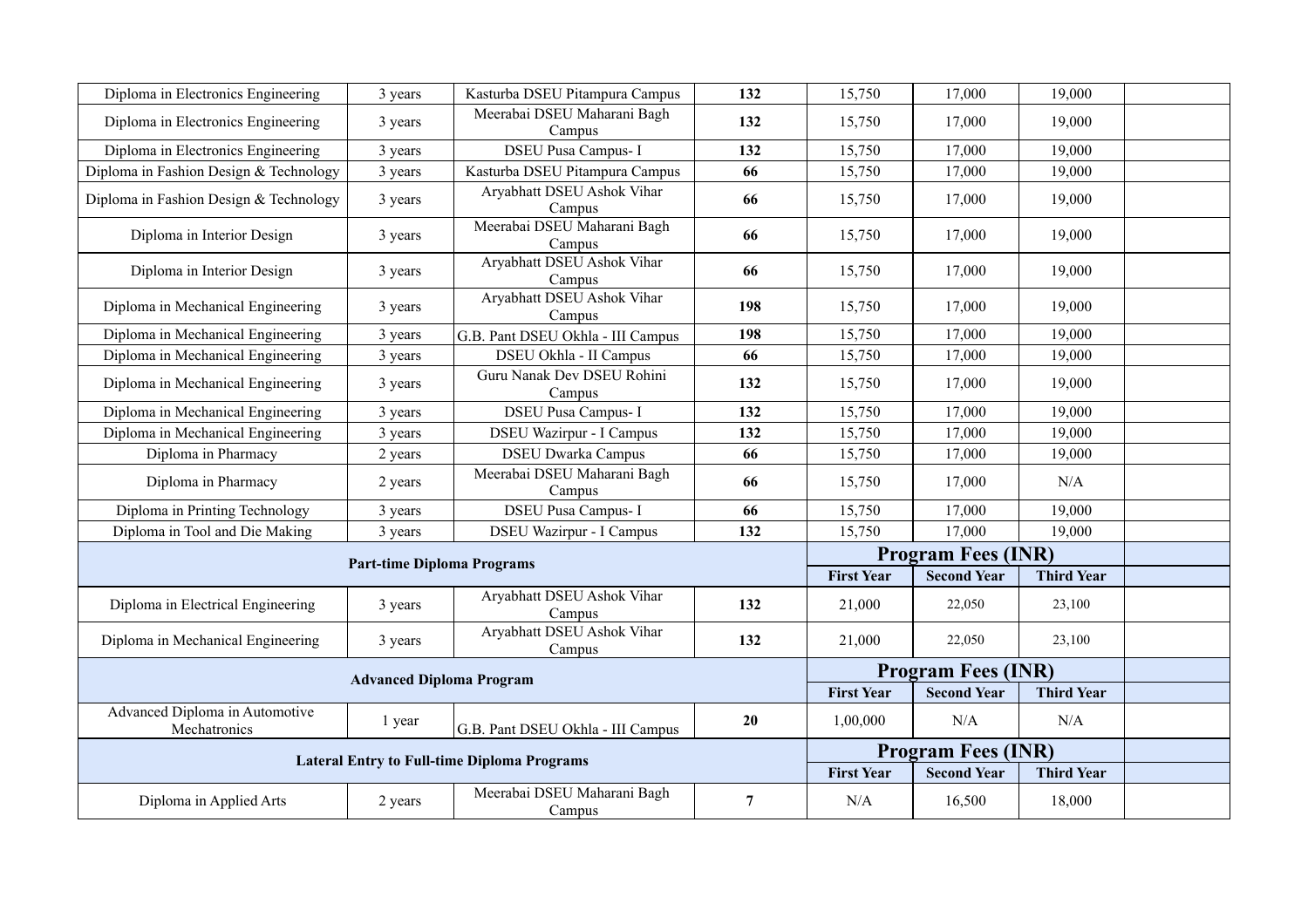| | | | | | | | |
|---|---|---|---|---|---|---|---|
| Diploma in Electronics Engineering | 3 years | Kasturba DSEU Pitampura Campus | **132** | 15,750 | 17,000 | 19,000 | |
| Diploma in Electronics Engineering | 3 years | Meerabai DSEU Maharani Bagh Campus | **132** | 15,750 | 17,000 | 19,000 | |
| Diploma in Electronics Engineering | 3 years | DSEU Pusa Campus- I | **132** | 15,750 | 17,000 | 19,000 | |
| Diploma in Fashion Design & Technology | 3 years | Kasturba DSEU Pitampura Campus | **66** | 15,750 | 17,000 | 19,000 | |
| Diploma in Fashion Design & Technology | 3 years | Aryabhatt DSEU Ashok Vihar Campus | **66** | 15,750 | 17,000 | 19,000 | |
| Diploma in Interior Design | 3 years | Meerabai DSEU Maharani Bagh Campus | **66** | 15,750 | 17,000 | 19,000 | |
| Diploma in Interior Design | 3 years | Aryabhatt DSEU Ashok Vihar Campus | **66** | 15,750 | 17,000 | 19,000 | |
| Diploma in Mechanical Engineering | 3 years | Aryabhatt DSEU Ashok Vihar Campus | **198** | 15,750 | 17,000 | 19,000 | |
| Diploma in Mechanical Engineering | 3 years | G.B. Pant DSEU Okhla - III Campus | **198** | 15,750 | 17,000 | 19,000 | |
| Diploma in Mechanical Engineering | 3 years | DSEU Okhla - II Campus | **66** | 15,750 | 17,000 | 19,000 | |
| Diploma in Mechanical Engineering | 3 years | Guru Nanak Dev DSEU Rohini Campus | **132** | 15,750 | 17,000 | 19,000 | |
| Diploma in Mechanical Engineering | 3 years | DSEU Pusa Campus- I | **132** | 15,750 | 17,000 | 19,000 | |
| Diploma in Mechanical Engineering | 3 years | DSEU Wazirpur - I Campus | **132** | 15,750 | 17,000 | 19,000 | |
| Diploma in Pharmacy | 2 years | DSEU Dwarka Campus | **66** | 15,750 | 17,000 | 19,000 | |
| Diploma in Pharmacy | 2 years | Meerabai DSEU Maharani Bagh Campus | **66** | 15,750 | 17,000 | N/A | |
| Diploma in Printing Technology | 3 years | DSEU Pusa Campus- I | **66** | 15,750 | 17,000 | 19,000 | |
| Diploma in Tool and Die Making | 3 years | DSEU Wazirpur - I Campus | **132** | 15,750 | 17,000 | 19,000 | |
| **Part-time Diploma Programs** | | | | **Program Fees (INR)** | | | |
| | | | | **First Year** | **Second Year** | **Third Year** | |
| Diploma in Electrical Engineering | 3 years | Aryabhatt DSEU Ashok Vihar Campus | **132** | 21,000 | 22,050 | 23,100 | |
| Diploma in Mechanical Engineering | 3 years | Aryabhatt DSEU Ashok Vihar Campus | **132** | 21,000 | 22,050 | 23,100 | |
| **Advanced Diploma Program** | | | | **Program Fees (INR)** | | | |
| | | | | **First Year** | **Second Year** | **Third Year** | |
| Advanced Diploma in Automotive Mechatronics | 1 year | G.B. Pant DSEU Okhla - III Campus | **20** | 1,00,000 | N/A | N/A | |
| **Lateral Entry to Full-time Diploma Programs** | | | | **Program Fees (INR)** | | | |
| | | | | **First Year** | **Second Year** | **Third Year** | |
| Diploma in Applied Arts | 2 years | Meerabai DSEU Maharani Bagh Campus | **7** | N/A | 16,500 | 18,000 | |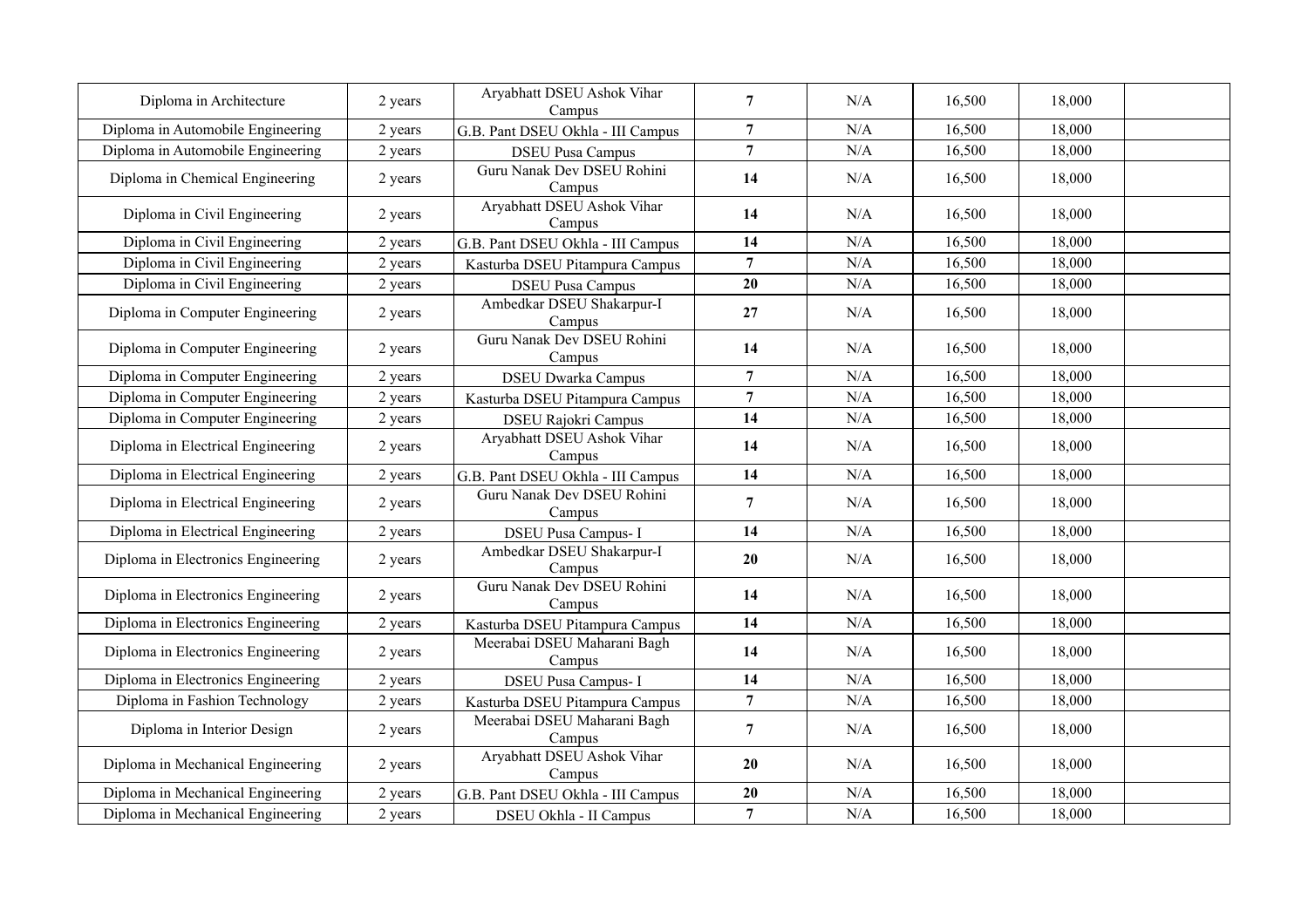| | | | | | | | |
|---|---|---|---|---|---|---|---|
| Diploma in Architecture | 2 years | Aryabhatt DSEU Ashok Vihar Campus | **7** | N/A | 16,500 | 18,000 | |
| Diploma in Automobile Engineering | 2 years | G.B. Pant DSEU Okhla - III Campus | **7** | N/A | 16,500 | 18,000 | |
| Diploma in Automobile Engineering | 2 years | DSEU Pusa Campus | **7** | N/A | 16,500 | 18,000 | |
| Diploma in Chemical Engineering | 2 years | Guru Nanak Dev DSEU Rohini Campus | **14** | N/A | 16,500 | 18,000 | |
| Diploma in Civil Engineering | 2 years | Aryabhatt DSEU Ashok Vihar Campus | **14** | N/A | 16,500 | 18,000 | |
| Diploma in Civil Engineering | 2 years | G.B. Pant DSEU Okhla - III Campus | **14** | N/A | 16,500 | 18,000 | |
| Diploma in Civil Engineering | 2 years | Kasturba DSEU Pitampura Campus | **7** | N/A | 16,500 | 18,000 | |
| Diploma in Civil Engineering | 2 years | DSEU Pusa Campus | **20** | N/A | 16,500 | 18,000 | |
| Diploma in Computer Engineering | 2 years | Ambedkar DSEU Shakarpur-I Campus | **27** | N/A | 16,500 | 18,000 | |
| Diploma in Computer Engineering | 2 years | Guru Nanak Dev DSEU Rohini Campus | **14** | N/A | 16,500 | 18,000 | |
| Diploma in Computer Engineering | 2 years | DSEU Dwarka Campus | **7** | N/A | 16,500 | 18,000 | |
| Diploma in Computer Engineering | 2 years | Kasturba DSEU Pitampura Campus | **7** | N/A | 16,500 | 18,000 | |
| Diploma in Computer Engineering | 2 years | DSEU Rajokri Campus | **14** | N/A | 16,500 | 18,000 | |
| Diploma in Electrical Engineering | 2 years | Aryabhatt DSEU Ashok Vihar Campus | **14** | N/A | 16,500 | 18,000 | |
| Diploma in Electrical Engineering | 2 years | G.B. Pant DSEU Okhla - III Campus | **14** | N/A | 16,500 | 18,000 | |
| Diploma in Electrical Engineering | 2 years | Guru Nanak Dev DSEU Rohini Campus | **7** | N/A | 16,500 | 18,000 | |
| Diploma in Electrical Engineering | 2 years | DSEU Pusa Campus- I | **14** | N/A | 16,500 | 18,000 | |
| Diploma in Electronics Engineering | 2 years | Ambedkar DSEU Shakarpur-I Campus | **20** | N/A | 16,500 | 18,000 | |
| Diploma in Electronics Engineering | 2 years | Guru Nanak Dev DSEU Rohini Campus | **14** | N/A | 16,500 | 18,000 | |
| Diploma in Electronics Engineering | 2 years | Kasturba DSEU Pitampura Campus | **14** | N/A | 16,500 | 18,000 | |
| Diploma in Electronics Engineering | 2 years | Meerabai DSEU Maharani Bagh Campus | **14** | N/A | 16,500 | 18,000 | |
| Diploma in Electronics Engineering | 2 years | DSEU Pusa Campus- I | **14** | N/A | 16,500 | 18,000 | |
| Diploma in Fashion Technology | 2 years | Kasturba DSEU Pitampura Campus | **7** | N/A | 16,500 | 18,000 | |
| Diploma in Interior Design | 2 years | Meerabai DSEU Maharani Bagh Campus | **7** | N/A | 16,500 | 18,000 | |
| Diploma in Mechanical Engineering | 2 years | Aryabhatt DSEU Ashok Vihar Campus | **20** | N/A | 16,500 | 18,000 | |
| Diploma in Mechanical Engineering | 2 years | G.B. Pant DSEU Okhla - III Campus | **20** | N/A | 16,500 | 18,000 | |
| Diploma in Mechanical Engineering | 2 years | DSEU Okhla - II Campus | **7** | N/A | 16,500 | 18,000 | |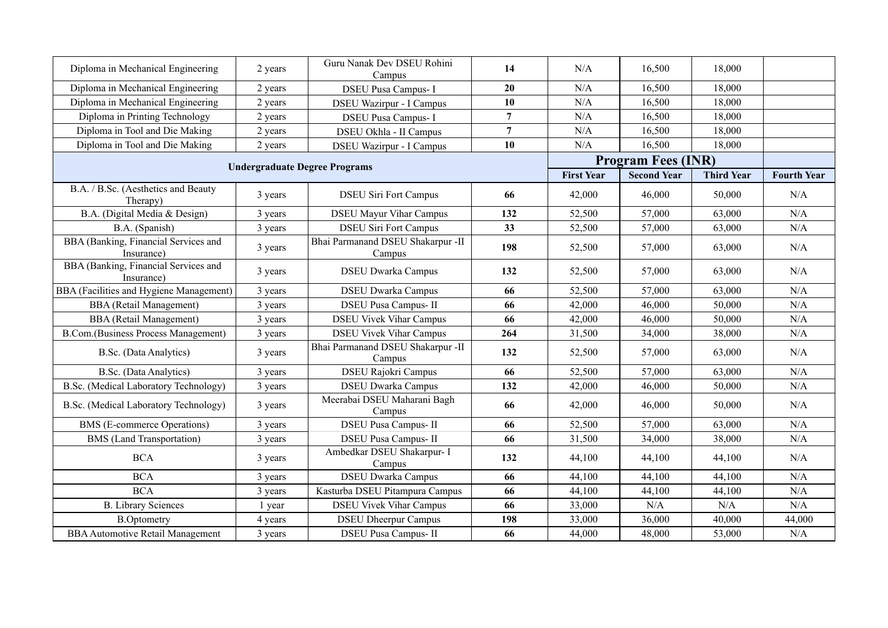| | | | | | | | |
|---|---|---|---|---|---|---|---|
| Diploma in Mechanical Engineering | 2 years | Guru Nanak Dev DSEU Rohini Campus | **14** | N/A | 16,500 | 18,000 | |
| Diploma in Mechanical Engineering | 2 years | DSEU Pusa Campus- I | **20** | N/A | 16,500 | 18,000 | |
| Diploma in Mechanical Engineering | 2 years | DSEU Wazirpur - I Campus | **10** | N/A | 16,500 | 18,000 | |
| Diploma in Printing Technology | 2 years | DSEU Pusa Campus- I | **7** | N/A | 16,500 | 18,000 | |
| Diploma in Tool and Die Making | 2 years | DSEU Okhla - II Campus | **7** | N/A | 16,500 | 18,000 | |
| Diploma in Tool and Die Making | 2 years | DSEU Wazirpur - I Campus | **10** | N/A | 16,500 | 18,000 | |
| **Undergraduate Degree Programs** | | | | **Program Fees (INR)** | | | |
| | | | | **First Year** | **Second Year** | **Third Year** | **Fourth Year** |
| B.A. / B.Sc. (Aesthetics and Beauty Therapy) | 3 years | DSEU Siri Fort Campus | **66** | 42,000 | 46,000 | 50,000 | N/A |
| B.A. (Digital Media & Design) | 3 years | DSEU Mayur Vihar Campus | **132** | 52,500 | 57,000 | 63,000 | N/A |
| B.A. (Spanish) | 3 years | DSEU Siri Fort Campus | **33** | 52,500 | 57,000 | 63,000 | N/A |
| BBA (Banking, Financial Services and Insurance) | 3 years | Bhai Parmanand DSEU Shakarpur -II Campus | **198** | 52,500 | 57,000 | 63,000 | N/A |
| BBA (Banking, Financial Services and Insurance) | 3 years | DSEU Dwarka Campus | **132** | 52,500 | 57,000 | 63,000 | N/A |
| BBA (Facilities and Hygiene Management) | 3 years | DSEU Dwarka Campus | **66** | 52,500 | 57,000 | 63,000 | N/A |
| BBA (Retail Management) | 3 years | DSEU Pusa Campus- II | **66** | 42,000 | 46,000 | 50,000 | N/A |
| BBA (Retail Management) | 3 years | DSEU Vivek Vihar Campus | **66** | 42,000 | 46,000 | 50,000 | N/A |
| B.Com.(Business Process Management) | 3 years | DSEU Vivek Vihar Campus | **264** | 31,500 | 34,000 | 38,000 | N/A |
| B.Sc. (Data Analytics) | 3 years | Bhai Parmanand DSEU Shakarpur -II Campus | **132** | 52,500 | 57,000 | 63,000 | N/A |
| B.Sc. (Data Analytics) | 3 years | DSEU Rajokri Campus | **66** | 52,500 | 57,000 | 63,000 | N/A |
| B.Sc. (Medical Laboratory Technology) | 3 years | DSEU Dwarka Campus | **132** | 42,000 | 46,000 | 50,000 | N/A |
| B.Sc. (Medical Laboratory Technology) | 3 years | Meerabai DSEU Maharani Bagh Campus | **66** | 42,000 | 46,000 | 50,000 | N/A |
| BMS (E-commerce Operations) | 3 years | DSEU Pusa Campus- II | **66** | 52,500 | 57,000 | 63,000 | N/A |
| BMS (Land Transportation) | 3 years | DSEU Pusa Campus- II | **66** | 31,500 | 34,000 | 38,000 | N/A |
| BCA | 3 years | Ambedkar DSEU Shakarpur- I Campus | **132** | 44,100 | 44,100 | 44,100 | N/A |
| BCA | 3 years | DSEU Dwarka Campus | **66** | 44,100 | 44,100 | 44,100 | N/A |
| BCA | 3 years | Kasturba DSEU Pitampura Campus | **66** | 44,100 | 44,100 | 44,100 | N/A |
| B. Library Sciences | 1 year | DSEU Vivek Vihar Campus | **66** | 33,000 | N/A | N/A | N/A |
| B.Optometry | 4 years | DSEU Dheerpur Campus | **198** | 33,000 | 36,000 | 40,000 | 44,000 |
| BBA Automotive Retail Management | 3 years | DSEU Pusa Campus- II | **66** | 44,000 | 48,000 | 53,000 | N/A |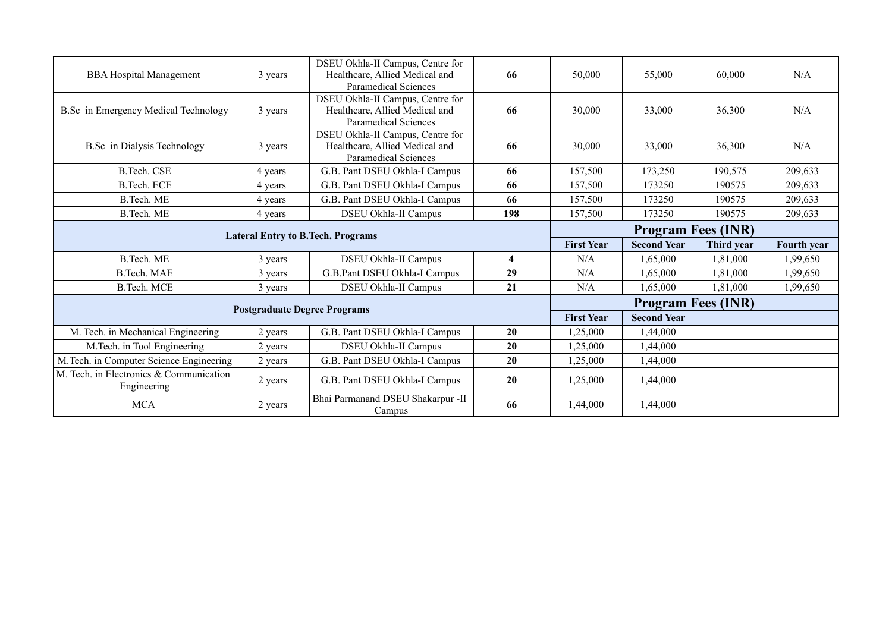| | | | | | | | |
|---|---|---|---|---|---|---|---|
| BBA Hospital Management | 3 years | DSEU Okhla-II Campus, Centre for Healthcare, Allied Medical and Paramedical Sciences | **66** | 50,000 | 55,000 | 60,000 | N/A |
| B.Sc in Emergency Medical Technology | 3 years | DSEU Okhla-II Campus, Centre for Healthcare, Allied Medical and Paramedical Sciences | **66** | 30,000 | 33,000 | 36,300 | N/A |
| B.Sc in Dialysis Technology | 3 years | DSEU Okhla-II Campus, Centre for Healthcare, Allied Medical and Paramedical Sciences | **66** | 30,000 | 33,000 | 36,300 | N/A |
| B.Tech. CSE | 4 years | G.B. Pant DSEU Okhla-I Campus | **66** | 157,500 | 173,250 | 190,575 | 209,633 |
| B.Tech. ECE | 4 years | G.B. Pant DSEU Okhla-I Campus | **66** | 157,500 | 173250 | 190575 | 209,633 |
| B.Tech. ME | 4 years | G.B. Pant DSEU Okhla-I Campus | **66** | 157,500 | 173250 | 190575 | 209,633 |
| B.Tech. ME | 4 years | DSEU Okhla-II Campus | **198** | 157,500 | 173250 | 190575 | 209,633 |
| **Lateral Entry to B.Tech. Programs** | | | | **Program Fees (INR)** | | | |
| | | | | **First Year** | **Second Year** | **Third year** | **Fourth year** |
| B.Tech. ME | 3 years | DSEU Okhla-II Campus | **4** | N/A | 1,65,000 | 1,81,000 | 1,99,650 |
| B.Tech. MAE | 3 years | G.B.Pant DSEU Okhla-I Campus | **29** | N/A | 1,65,000 | 1,81,000 | 1,99,650 |
| B.Tech. MCE | 3 years | DSEU Okhla-II Campus | **21** | N/A | 1,65,000 | 1,81,000 | 1,99,650 |
| **Postgraduate Degree Programs** | | | | **Program Fees (INR)** | | | |
| | | | | **First Year** | **Second Year** | | |
| M. Tech. in Mechanical Engineering | 2 years | G.B. Pant DSEU Okhla-I Campus | **20** | 1,25,000 | 1,44,000 | | |
| M.Tech. in Tool Engineering | 2 years | DSEU Okhla-II Campus | **20** | 1,25,000 | 1,44,000 | | |
| M.Tech. in Computer Science Engineering | 2 years | G.B. Pant DSEU Okhla-I Campus | **20** | 1,25,000 | 1,44,000 | | |
| M. Tech. in Electronics & Communication Engineering | 2 years | G.B. Pant DSEU Okhla-I Campus | **20** | 1,25,000 | 1,44,000 | | |
| MCA | 2 years | Bhai Parmanand DSEU Shakarpur -II Campus | **66** | 1,44,000 | 1,44,000 | | |